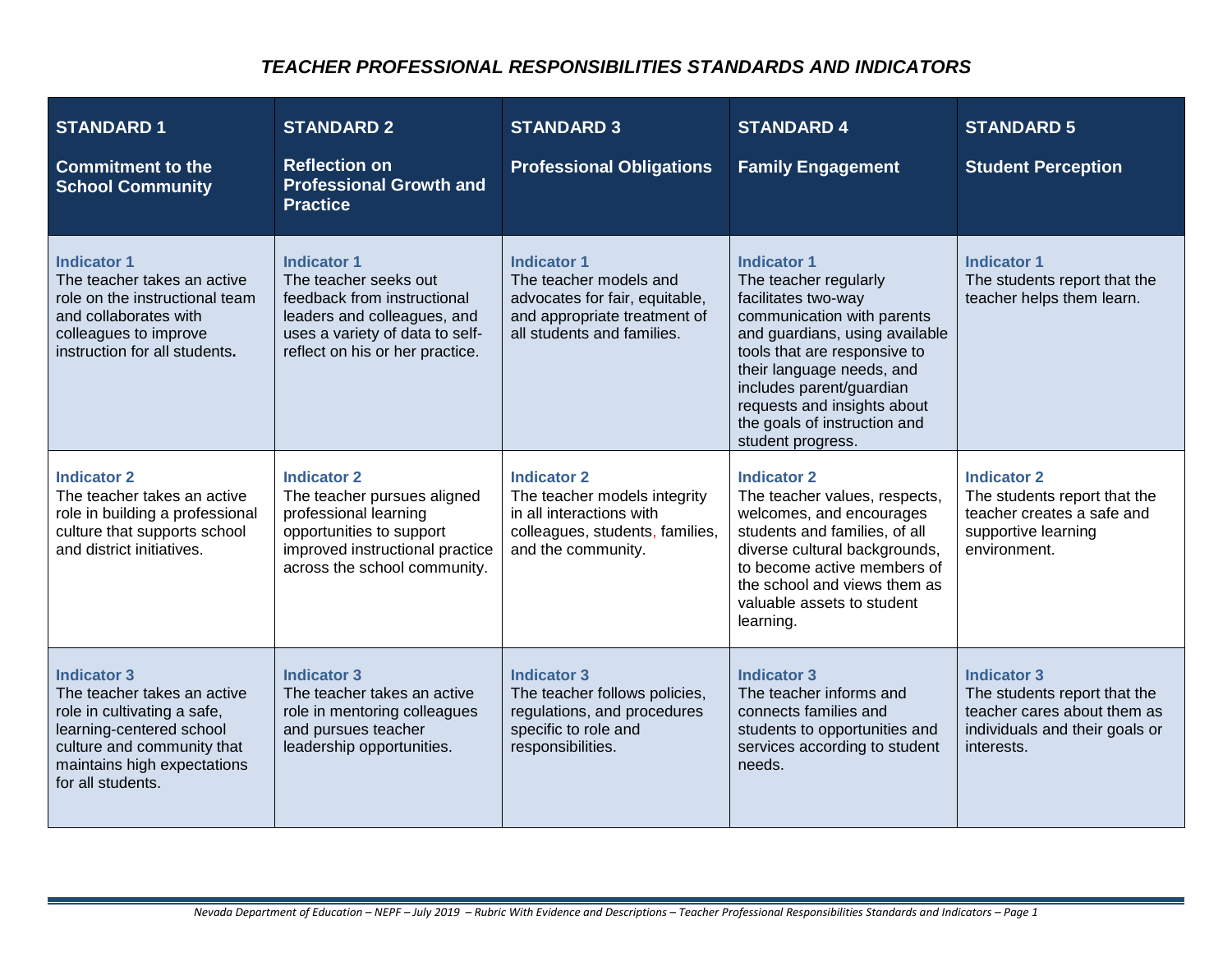# *TEACHER PROFESSIONAL RESPONSIBILITIES STANDARDS AND INDICATORS*

| **STANDARD 1**<br><br>**Commitment to the School Community** | **STANDARD 2**<br><br>**Reflection on Professional Growth and Practice** | **STANDARD 3**<br><br>**Professional Obligations** | **STANDARD 4**<br><br>**Family Engagement** | **STANDARD 5**<br><br>**Student Perception** |
|---|---|---|---|---|
| **Indicator 1**<br>The teacher takes an active role on the instructional team and collaborates with colleagues to improve instruction for all students**.** | **Indicator 1**<br>The teacher seeks out feedback from instructional leaders and colleagues, and uses a variety of data to self-reflect on his or her practice. | **Indicator 1**<br>The teacher models and advocates for fair, equitable, and appropriate treatment of all students and families. | **Indicator 1**<br>The teacher regularly facilitates two-way communication with parents and guardians, using available tools that are responsive to their language needs, and includes parent/guardian requests and insights about the goals of instruction and student progress. | **Indicator 1**<br>The students report that the teacher helps them learn. |
| **Indicator 2**<br>The teacher takes an active role in building a professional culture that supports school and district initiatives. | **Indicator 2**<br>The teacher pursues aligned professional learning opportunities to support improved instructional practice across the school community. | **Indicator 2**<br>The teacher models integrity in all interactions with colleagues, students, families, and the community. | **Indicator 2**<br>The teacher values, respects, welcomes, and encourages students and families, of all diverse cultural backgrounds, to become active members of the school and views them as valuable assets to student learning. | **Indicator 2**<br>The students report that the teacher creates a safe and supportive learning environment. |
| **Indicator 3**<br>The teacher takes an active role in cultivating a safe, learning-centered school culture and community that maintains high expectations for all students. | **Indicator 3**<br>The teacher takes an active role in mentoring colleagues and pursues teacher leadership opportunities. | **Indicator 3**<br>The teacher follows policies, regulations, and procedures specific to role and responsibilities. | **Indicator 3**<br>The teacher informs and connects families and students to opportunities and services according to student needs. | **Indicator 3**<br>The students report that the teacher cares about them as individuals and their goals or interests. |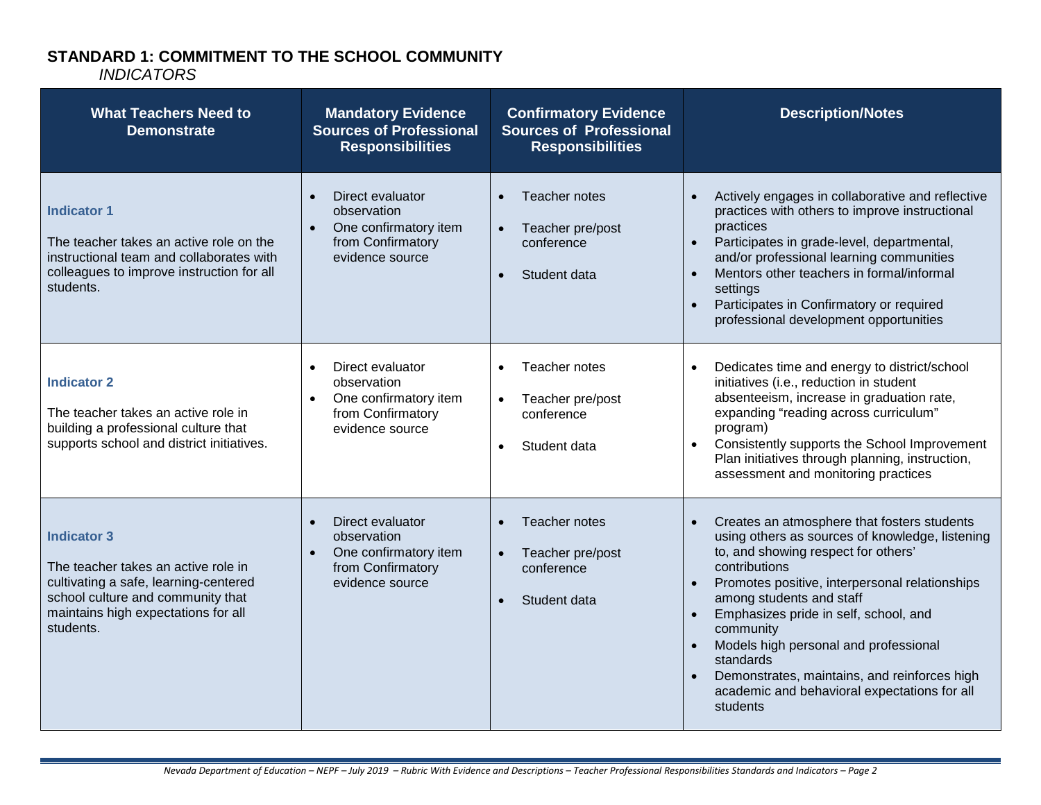## STANDARD 1: COMMITMENT TO THE SCHOOL COMMUNITY

*INDICATORS*

| What Teachers Need to Demonstrate | Mandatory Evidence Sources of Professional Responsibilities | Confirmatory Evidence Sources of Professional Responsibilities | Description/Notes |
|---|---|---|---|
| **Indicator 1**<br><br>The teacher takes an active role on the instructional team and collaborates with colleagues to improve instruction for all students. | • Direct evaluator observation<br>• One confirmatory item from Confirmatory evidence source | • Teacher notes<br>• Teacher pre/post conference<br>• Student data | • Actively engages in collaborative and reflective practices with others to improve instructional practices<br>• Participates in grade-level, departmental, and/or professional learning communities<br>• Mentors other teachers in formal/informal settings<br>• Participates in Confirmatory or required professional development opportunities |
| **Indicator 2**<br><br>The teacher takes an active role in building a professional culture that supports school and district initiatives. | • Direct evaluator observation<br>• One confirmatory item from Confirmatory evidence source | • Teacher notes<br>• Teacher pre/post conference<br>• Student data | • Dedicates time and energy to district/school initiatives (i.e., reduction in student absenteeism, increase in graduation rate, expanding "reading across curriculum" program)<br>• Consistently supports the School Improvement Plan initiatives through planning, instruction, assessment and monitoring practices |
| **Indicator 3**<br><br>The teacher takes an active role in cultivating a safe, learning-centered school culture and community that maintains high expectations for all students. | • Direct evaluator observation<br>• One confirmatory item from Confirmatory evidence source | • Teacher notes<br>• Teacher pre/post conference<br>• Student data | • Creates an atmosphere that fosters students using others as sources of knowledge, listening to, and showing respect for others' contributions<br>• Promotes positive, interpersonal relationships among students and staff<br>• Emphasizes pride in self, school, and community<br>• Models high personal and professional standards<br>• Demonstrates, maintains, and reinforces high academic and behavioral expectations for all students |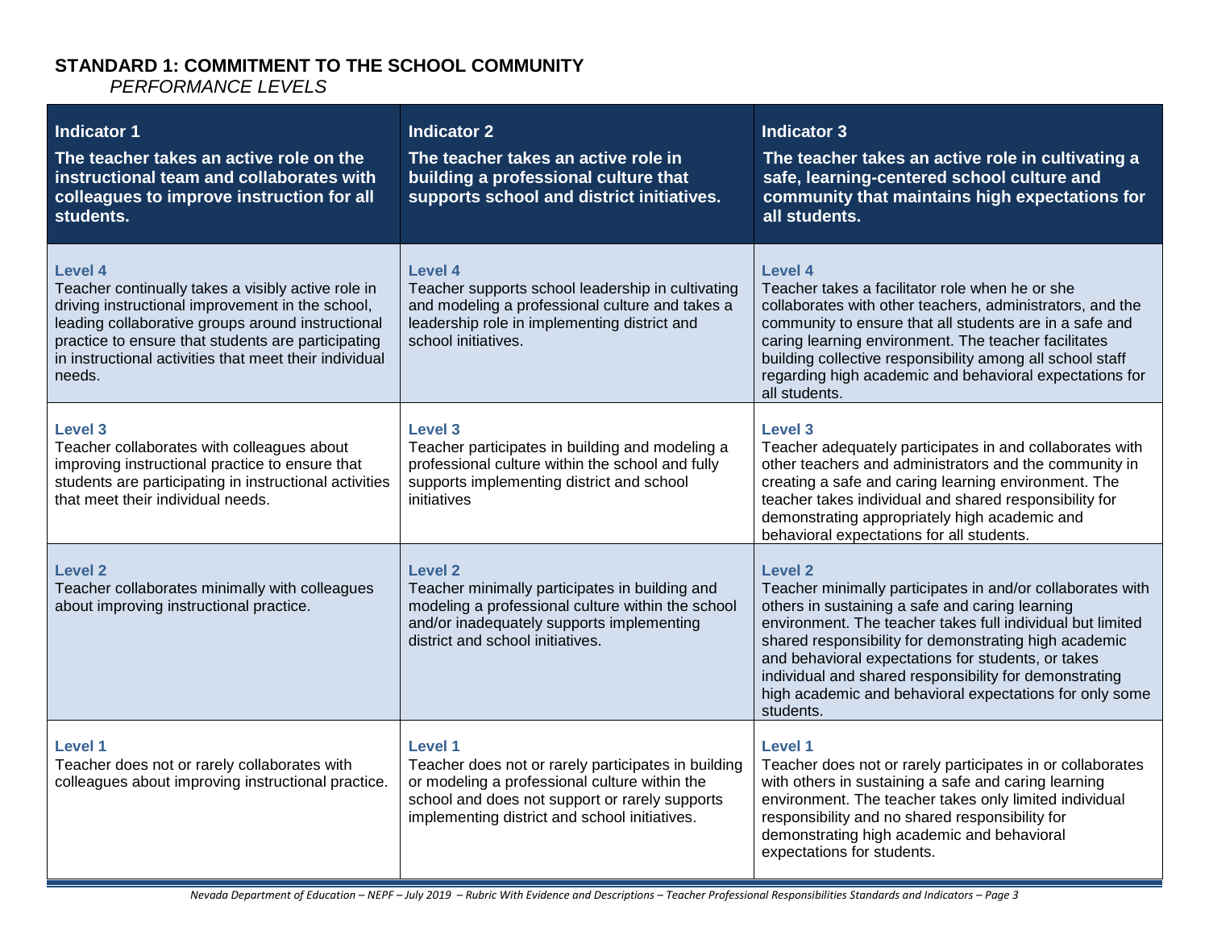## STANDARD 1: COMMITMENT TO THE SCHOOL COMMUNITY

*PERFORMANCE LEVELS*

| **Indicator 1**<br>**The teacher takes an active role on the instructional team and collaborates with colleagues to improve instruction for all students.** | **Indicator 2**<br>**The teacher takes an active role in building a professional culture that supports school and district initiatives.** | **Indicator 3**<br>**The teacher takes an active role in cultivating a safe, learning-centered school culture and community that maintains high expectations for all students.** |
|---|---|---|
| **Level 4**<br>Teacher continually takes a visibly active role in driving instructional improvement in the school, leading collaborative groups around instructional practice to ensure that students are participating in instructional activities that meet their individual needs. | **Level 4**<br>Teacher supports school leadership in cultivating and modeling a professional culture and takes a leadership role in implementing district and school initiatives. | **Level 4**<br>Teacher takes a facilitator role when he or she collaborates with other teachers, administrators, and the community to ensure that all students are in a safe and caring learning environment. The teacher facilitates building collective responsibility among all school staff regarding high academic and behavioral expectations for all students. |
| **Level 3**<br>Teacher collaborates with colleagues about improving instructional practice to ensure that students are participating in instructional activities that meet their individual needs. | **Level 3**<br>Teacher participates in building and modeling a professional culture within the school and fully supports implementing district and school initiatives | **Level 3**<br>Teacher adequately participates in and collaborates with other teachers and administrators and the community in creating a safe and caring learning environment. The teacher takes individual and shared responsibility for demonstrating appropriately high academic and behavioral expectations for all students. |
| **Level 2**<br>Teacher collaborates minimally with colleagues about improving instructional practice. | **Level 2**<br>Teacher minimally participates in building and modeling a professional culture within the school and/or inadequately supports implementing district and school initiatives. | **Level 2**<br>Teacher minimally participates in and/or collaborates with others in sustaining a safe and caring learning environment. The teacher takes full individual but limited shared responsibility for demonstrating high academic and behavioral expectations for students, or takes individual and shared responsibility for demonstrating high academic and behavioral expectations for only some students. |
| **Level 1**<br>Teacher does not or rarely collaborates with colleagues about improving instructional practice. | **Level 1**<br>Teacher does not or rarely participates in building or modeling a professional culture within the school and does not support or rarely supports implementing district and school initiatives. | **Level 1**<br>Teacher does not or rarely participates in or collaborates with others in sustaining a safe and caring learning environment. The teacher takes only limited individual responsibility and no shared responsibility for demonstrating high academic and behavioral expectations for students. |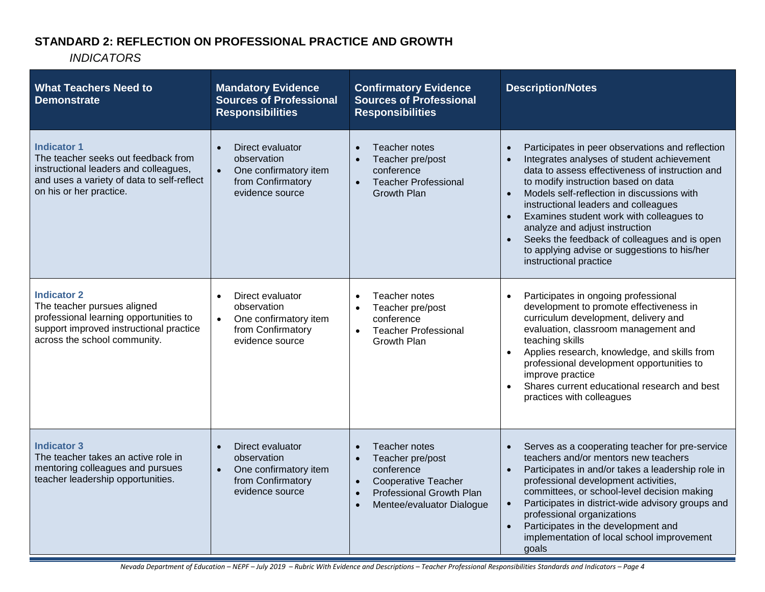## STANDARD 2: REFLECTION ON PROFESSIONAL PRACTICE AND GROWTH

*INDICATORS*

| What Teachers Need to Demonstrate | Mandatory Evidence Sources of Professional Responsibilities | Confirmatory Evidence Sources of Professional Responsibilities | Description/Notes |
|---|---|---|---|
| **Indicator 1**<br>The teacher seeks out feedback from instructional leaders and colleagues, and uses a variety of data to self-reflect on his or her practice. | • Direct evaluator observation<br>• One confirmatory item from Confirmatory evidence source | • Teacher notes<br>• Teacher pre/post conference<br>• Teacher Professional Growth Plan | • Participates in peer observations and reflection<br>• Integrates analyses of student achievement data to assess effectiveness of instruction and to modify instruction based on data<br>• Models self-reflection in discussions with instructional leaders and colleagues<br>• Examines student work with colleagues to analyze and adjust instruction<br>• Seeks the feedback of colleagues and is open to applying advise or suggestions to his/her instructional practice |
| **Indicator 2**<br>The teacher pursues aligned professional learning opportunities to support improved instructional practice across the school community. | • Direct evaluator observation<br>• One confirmatory item from Confirmatory evidence source | • Teacher notes<br>• Teacher pre/post conference<br>• Teacher Professional Growth Plan | • Participates in ongoing professional development to promote effectiveness in curriculum development, delivery and evaluation, classroom management and teaching skills<br>• Applies research, knowledge, and skills from professional development opportunities to improve practice<br>• Shares current educational research and best practices with colleagues |
| **Indicator 3**<br>The teacher takes an active role in mentoring colleagues and pursues teacher leadership opportunities. | • Direct evaluator observation<br>• One confirmatory item from Confirmatory evidence source | • Teacher notes<br>• Teacher pre/post conference<br>• Cooperative Teacher<br>• Professional Growth Plan<br>• Mentee/evaluator Dialogue | • Serves as a cooperating teacher for pre-service teachers and/or mentors new teachers<br>• Participates in and/or takes a leadership role in professional development activities, committees, or school-level decision making<br>• Participates in district-wide advisory groups and professional organizations<br>• Participates in the development and implementation of local school improvement goals |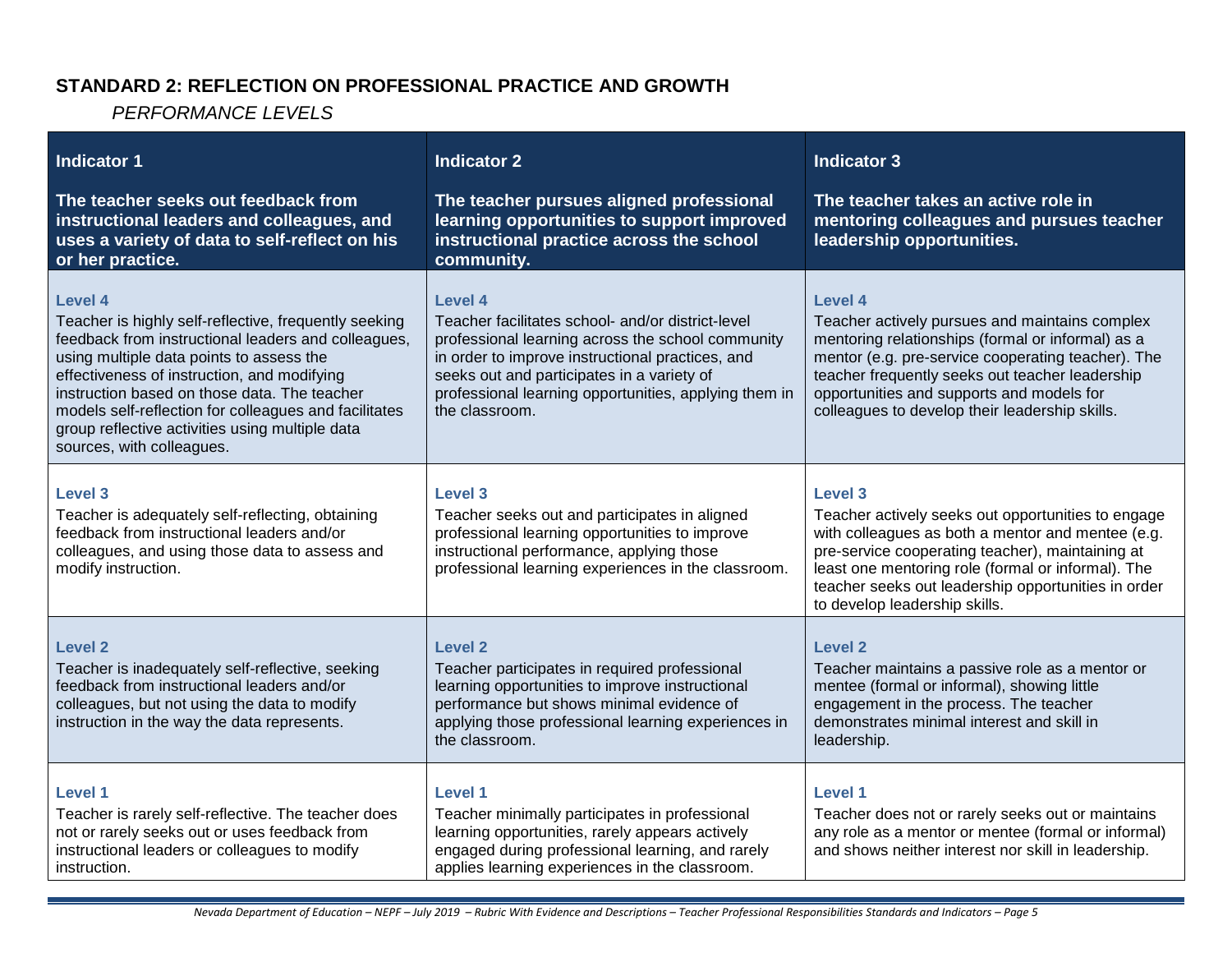## STANDARD 2: REFLECTION ON PROFESSIONAL PRACTICE AND GROWTH

*PERFORMANCE LEVELS*

| **Indicator 1**<br><br>**The teacher seeks out feedback from instructional leaders and colleagues, and uses a variety of data to self-reflect on his or her practice.** | **Indicator 2**<br><br>**The teacher pursues aligned professional learning opportunities to support improved instructional practice across the school community.** | **Indicator 3**<br><br>**The teacher takes an active role in mentoring colleagues and pursues teacher leadership opportunities.** |
|---|---|---|
| **Level 4**<br>Teacher is highly self-reflective, frequently seeking feedback from instructional leaders and colleagues, using multiple data points to assess the effectiveness of instruction, and modifying instruction based on those data. The teacher models self-reflection for colleagues and facilitates group reflective activities using multiple data sources, with colleagues. | **Level 4**<br>Teacher facilitates school- and/or district-level professional learning across the school community in order to improve instructional practices, and seeks out and participates in a variety of professional learning opportunities, applying them in the classroom. | **Level 4**<br>Teacher actively pursues and maintains complex mentoring relationships (formal or informal) as a mentor (e.g. pre-service cooperating teacher). The teacher frequently seeks out teacher leadership opportunities and supports and models for colleagues to develop their leadership skills. |
| **Level 3**<br>Teacher is adequately self-reflecting, obtaining feedback from instructional leaders and/or colleagues, and using those data to assess and modify instruction. | **Level 3**<br>Teacher seeks out and participates in aligned professional learning opportunities to improve instructional performance, applying those professional learning experiences in the classroom. | **Level 3**<br>Teacher actively seeks out opportunities to engage with colleagues as both a mentor and mentee (e.g. pre-service cooperating teacher), maintaining at least one mentoring role (formal or informal). The teacher seeks out leadership opportunities in order to develop leadership skills. |
| **Level 2**<br>Teacher is inadequately self-reflective, seeking feedback from instructional leaders and/or colleagues, but not using the data to modify instruction in the way the data represents. | **Level 2**<br>Teacher participates in required professional learning opportunities to improve instructional performance but shows minimal evidence of applying those professional learning experiences in the classroom. | **Level 2**<br>Teacher maintains a passive role as a mentor or mentee (formal or informal), showing little engagement in the process. The teacher demonstrates minimal interest and skill in leadership. |
| **Level 1**<br>Teacher is rarely self-reflective. The teacher does not or rarely seeks out or uses feedback from instructional leaders or colleagues to modify instruction. | **Level 1**<br>Teacher minimally participates in professional learning opportunities, rarely appears actively engaged during professional learning, and rarely applies learning experiences in the classroom. | **Level 1**<br>Teacher does not or rarely seeks out or maintains any role as a mentor or mentee (formal or informal) and shows neither interest nor skill in leadership. |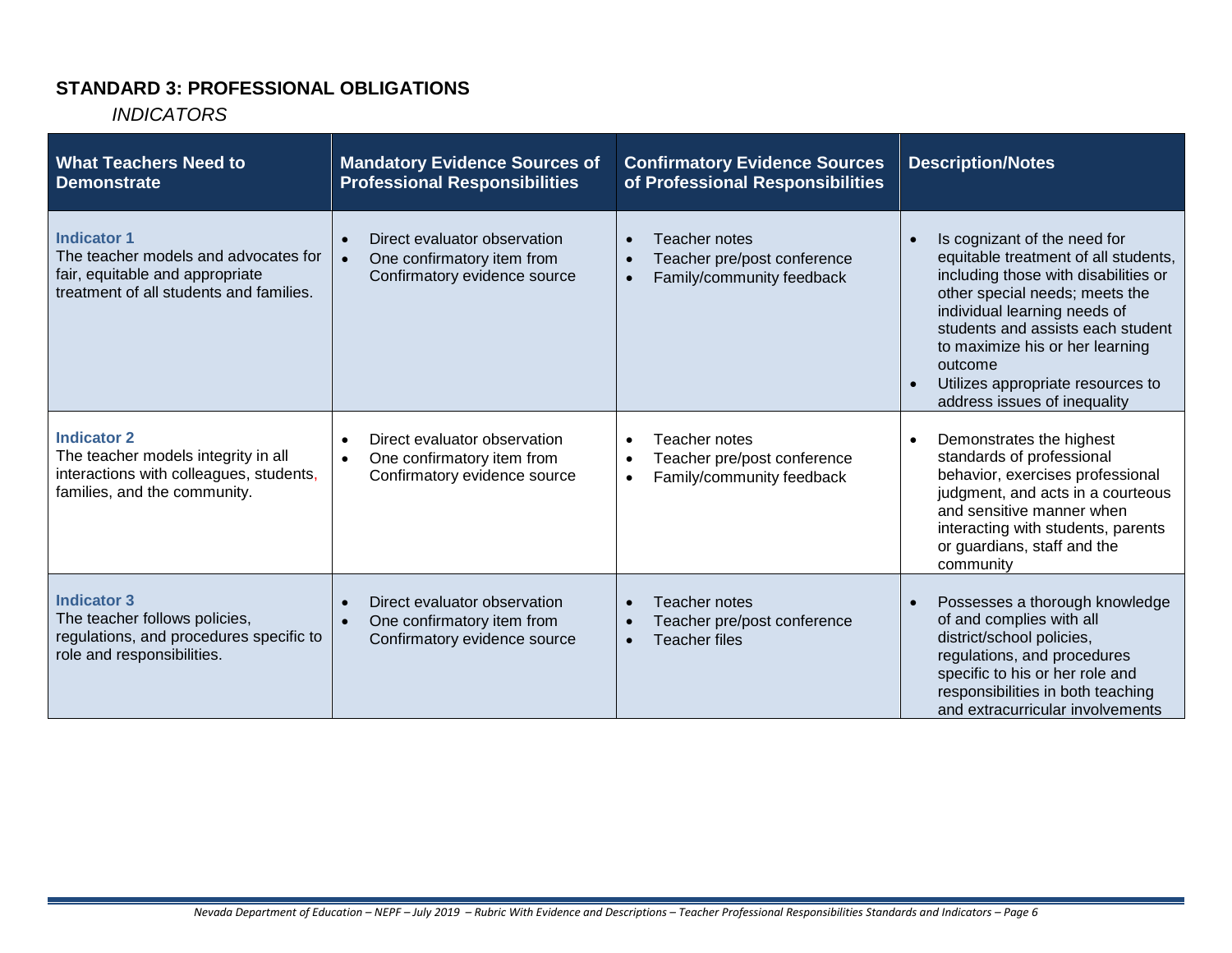## STANDARD 3: PROFESSIONAL OBLIGATIONS

*INDICATORS*

| What Teachers Need to Demonstrate | Mandatory Evidence Sources of Professional Responsibilities | Confirmatory Evidence Sources of Professional Responsibilities | Description/Notes |
|---|---|---|---|
| **Indicator 1** The teacher models and advocates for fair, equitable and appropriate treatment of all students and families. | • Direct evaluator observation<br>• One confirmatory item from Confirmatory evidence source | • Teacher notes<br>• Teacher pre/post conference<br>• Family/community feedback | • Is cognizant of the need for equitable treatment of all students, including those with disabilities or other special needs; meets the individual learning needs of students and assists each student to maximize his or her learning outcome<br>• Utilizes appropriate resources to address issues of inequality |
| **Indicator 2** The teacher models integrity in all interactions with colleagues, students, families, and the community. | • Direct evaluator observation<br>• One confirmatory item from Confirmatory evidence source | • Teacher notes<br>• Teacher pre/post conference<br>• Family/community feedback | • Demonstrates the highest standards of professional behavior, exercises professional judgment, and acts in a courteous and sensitive manner when interacting with students, parents or guardians, staff and the community |
| **Indicator 3** The teacher follows policies, regulations, and procedures specific to role and responsibilities. | • Direct evaluator observation<br>• One confirmatory item from Confirmatory evidence source | • Teacher notes<br>• Teacher pre/post conference<br>• Teacher files | • Possesses a thorough knowledge of and complies with all district/school policies, regulations, and procedures specific to his or her role and responsibilities in both teaching and extracurricular involvements |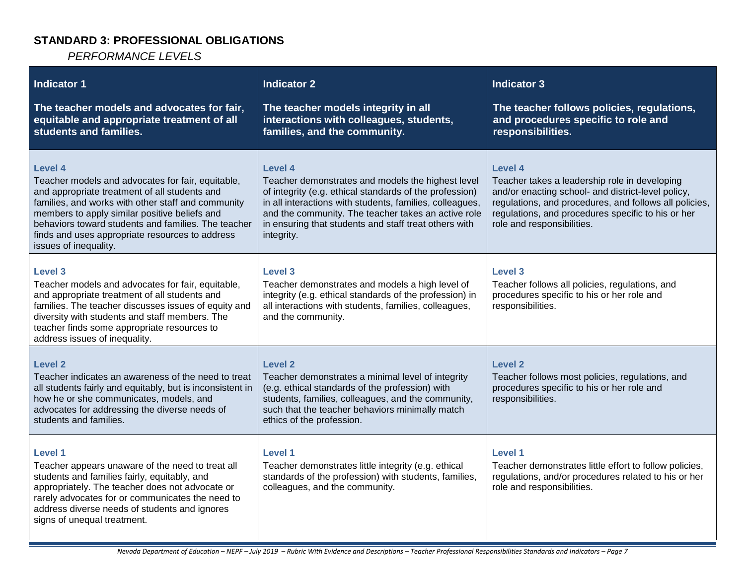## STANDARD 3: PROFESSIONAL OBLIGATIONS

*PERFORMANCE LEVELS*

| Indicator 1<br><br>**The teacher models and advocates for fair, equitable and appropriate treatment of all students and families.** | Indicator 2<br><br>**The teacher models integrity in all interactions with colleagues, students, families, and the community.** | Indicator 3<br><br>**The teacher follows policies, regulations, and procedures specific to role and responsibilities.** |
|---|---|---|
| **Level 4**<br>Teacher models and advocates for fair, equitable, and appropriate treatment of all students and families, and works with other staff and community members to apply similar positive beliefs and behaviors toward students and families. The teacher finds and uses appropriate resources to address issues of inequality. | **Level 4**<br>Teacher demonstrates and models the highest level of integrity (e.g. ethical standards of the profession) in all interactions with students, families, colleagues, and the community. The teacher takes an active role in ensuring that students and staff treat others with integrity. | **Level 4**<br>Teacher takes a leadership role in developing and/or enacting school- and district-level policy, regulations, and procedures, and follows all policies, regulations, and procedures specific to his or her role and responsibilities. |
| **Level 3**<br>Teacher models and advocates for fair, equitable, and appropriate treatment of all students and families. The teacher discusses issues of equity and diversity with students and staff members. The teacher finds some appropriate resources to address issues of inequality. | **Level 3**<br>Teacher demonstrates and models a high level of integrity (e.g. ethical standards of the profession) in all interactions with students, families, colleagues, and the community. | **Level 3**<br>Teacher follows all policies, regulations, and procedures specific to his or her role and responsibilities. |
| **Level 2**<br>Teacher indicates an awareness of the need to treat all students fairly and equitably, but is inconsistent in how he or she communicates, models, and advocates for addressing the diverse needs of students and families. | **Level 2**<br>Teacher demonstrates a minimal level of integrity (e.g. ethical standards of the profession) with students, families, colleagues, and the community, such that the teacher behaviors minimally match ethics of the profession. | **Level 2**<br>Teacher follows most policies, regulations, and procedures specific to his or her role and responsibilities. |
| **Level 1**<br>Teacher appears unaware of the need to treat all students and families fairly, equitably, and appropriately. The teacher does not advocate or rarely advocates for or communicates the need to address diverse needs of students and ignores signs of unequal treatment. | **Level 1**<br>Teacher demonstrates little integrity (e.g. ethical standards of the profession) with students, families, colleagues, and the community. | **Level 1**<br>Teacher demonstrates little effort to follow policies, regulations, and/or procedures related to his or her role and responsibilities. |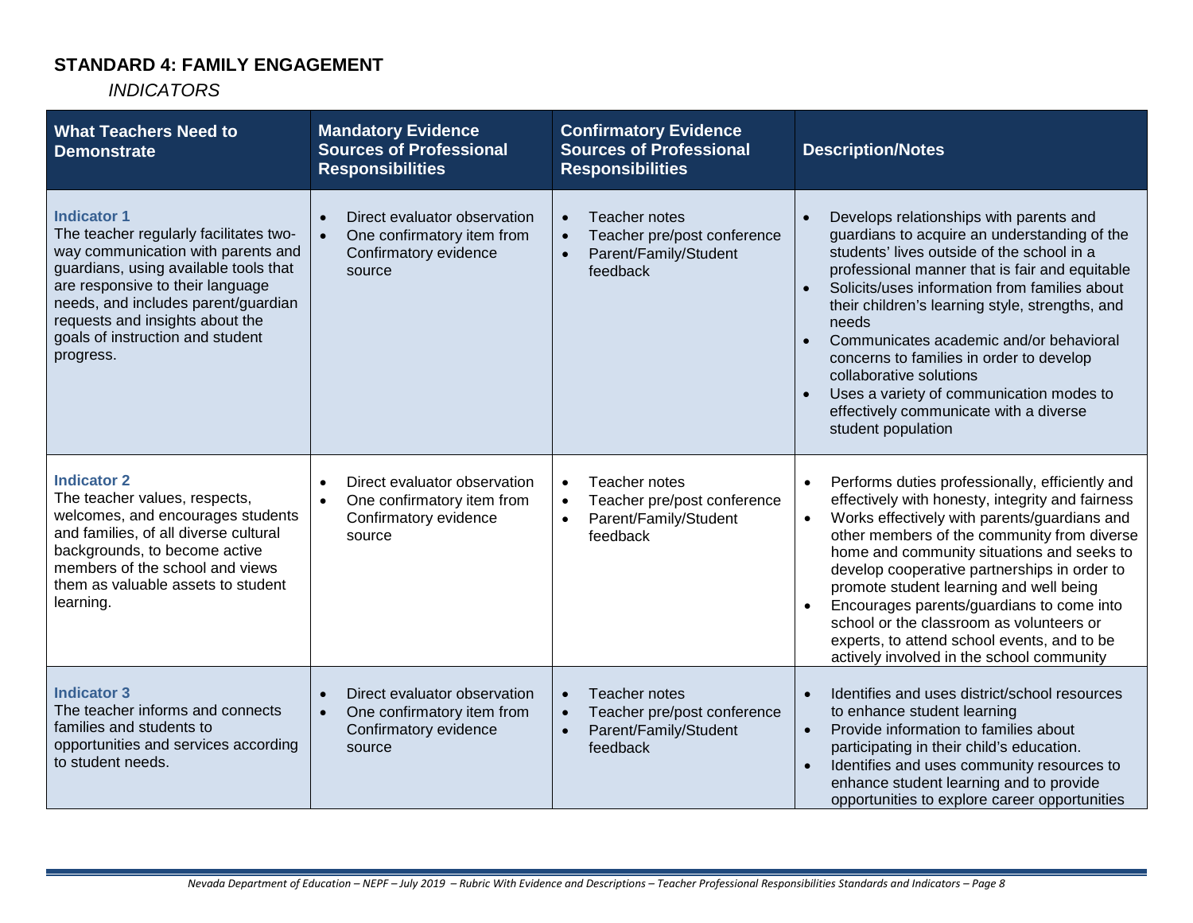## STANDARD 4: FAMILY ENGAGEMENT

*INDICATORS*

| What Teachers Need to Demonstrate | Mandatory Evidence Sources of Professional Responsibilities | Confirmatory Evidence Sources of Professional Responsibilities | Description/Notes |
|---|---|---|---|
| **Indicator 1**<br>The teacher regularly facilitates two-way communication with parents and guardians, using available tools that are responsive to their language needs, and includes parent/guardian requests and insights about the goals of instruction and student progress. | • Direct evaluator observation<br>• One confirmatory item from Confirmatory evidence source | • Teacher notes<br>• Teacher pre/post conference<br>• Parent/Family/Student feedback | • Develops relationships with parents and guardians to acquire an understanding of the students' lives outside of the school in a professional manner that is fair and equitable<br>• Solicits/uses information from families about their children's learning style, strengths, and needs<br>• Communicates academic and/or behavioral concerns to families in order to develop collaborative solutions<br>• Uses a variety of communication modes to effectively communicate with a diverse student population |
| **Indicator 2**<br>The teacher values, respects, welcomes, and encourages students and families, of all diverse cultural backgrounds, to become active members of the school and views them as valuable assets to student learning. | • Direct evaluator observation<br>• One confirmatory item from Confirmatory evidence source | • Teacher notes<br>• Teacher pre/post conference<br>• Parent/Family/Student feedback | • Performs duties professionally, efficiently and effectively with honesty, integrity and fairness<br>• Works effectively with parents/guardians and other members of the community from diverse home and community situations and seeks to develop cooperative partnerships in order to promote student learning and well being<br>• Encourages parents/guardians to come into school or the classroom as volunteers or experts, to attend school events, and to be actively involved in the school community |
| **Indicator 3**<br>The teacher informs and connects families and students to opportunities and services according to student needs. | • Direct evaluator observation<br>• One confirmatory item from Confirmatory evidence source | • Teacher notes<br>• Teacher pre/post conference<br>• Parent/Family/Student feedback | • Identifies and uses district/school resources to enhance student learning<br>• Provide information to families about participating in their child's education.<br>• Identifies and uses community resources to enhance student learning and to provide opportunities to explore career opportunities |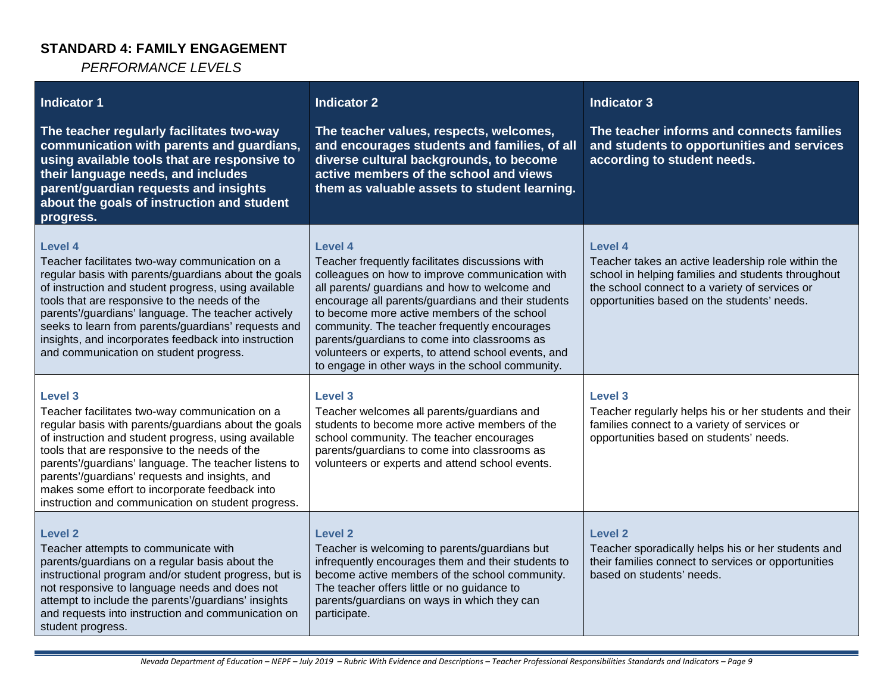## STANDARD 4: FAMILY ENGAGEMENT

*PERFORMANCE LEVELS*

| **Indicator 1**<br><br>**The teacher regularly facilitates two-way communication with parents and guardians, using available tools that are responsive to their language needs, and includes parent/guardian requests and insights about the goals of instruction and student progress.** | **Indicator 2**<br><br>**The teacher values, respects, welcomes, and encourages students and families, of all diverse cultural backgrounds, to become active members of the school and views them as valuable assets to student learning.** | **Indicator 3**<br><br>**The teacher informs and connects families and students to opportunities and services according to student needs.** |
|---|---|---|
| **Level 4**<br>Teacher facilitates two-way communication on a regular basis with parents/guardians about the goals of instruction and student progress, using available tools that are responsive to the needs of the parents'/guardians' language. The teacher actively seeks to learn from parents/guardians' requests and insights, and incorporates feedback into instruction and communication on student progress. | **Level 4**<br>Teacher frequently facilitates discussions with colleagues on how to improve communication with all parents/ guardians and how to welcome and encourage all parents/guardians and their students to become more active members of the school community. The teacher frequently encourages parents/guardians to come into classrooms as volunteers or experts, to attend school events, and to engage in other ways in the school community. | **Level 4**<br>Teacher takes an active leadership role within the school in helping families and students throughout the school connect to a variety of services or opportunities based on the students' needs. |
| **Level 3**<br>Teacher facilitates two-way communication on a regular basis with parents/guardians about the goals of instruction and student progress, using available tools that are responsive to the needs of the parents'/guardians' language. The teacher listens to parents'/guardians' requests and insights, and makes some effort to incorporate feedback into instruction and communication on student progress. | **Level 3**<br>Teacher welcomes ~~all~~ parents/guardians and students to become more active members of the school community. The teacher encourages parents/guardians to come into classrooms as volunteers or experts and attend school events. | **Level 3**<br>Teacher regularly helps his or her students and their families connect to a variety of services or opportunities based on students' needs. |
| **Level 2**<br>Teacher attempts to communicate with parents/guardians on a regular basis about the instructional program and/or student progress, but is not responsive to language needs and does not attempt to include the parents'/guardians' insights and requests into instruction and communication on student progress. | **Level 2**<br>Teacher is welcoming to parents/guardians but infrequently encourages them and their students to become active members of the school community. The teacher offers little or no guidance to parents/guardians on ways in which they can participate. | **Level 2**<br>Teacher sporadically helps his or her students and their families connect to services or opportunities based on students' needs. |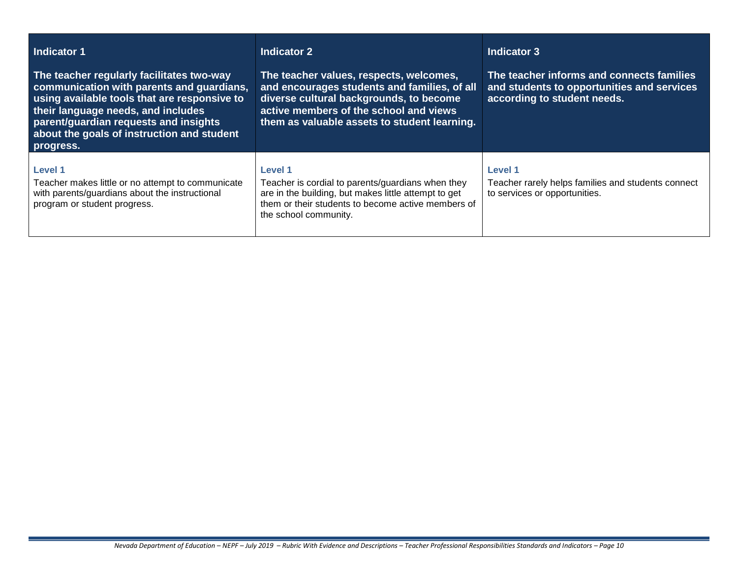| Indicator 1<br><br>The teacher regularly facilitates two-way communication with parents and guardians, using available tools that are responsive to their language needs, and includes parent/guardian requests and insights about the goals of instruction and student progress. | Indicator 2<br><br>The teacher values, respects, welcomes, and encourages students and families, of all diverse cultural backgrounds, to become active members of the school and views them as valuable assets to student learning. | Indicator 3<br><br>The teacher informs and connects families and students to opportunities and services according to student needs. |
|---|---|---|
| **Level 1**<br>Teacher makes little or no attempt to communicate with parents/guardians about the instructional program or student progress. | **Level 1**<br>Teacher is cordial to parents/guardians when they are in the building, but makes little attempt to get them or their students to become active members of the school community. | **Level 1**<br>Teacher rarely helps families and students connect to services or opportunities. |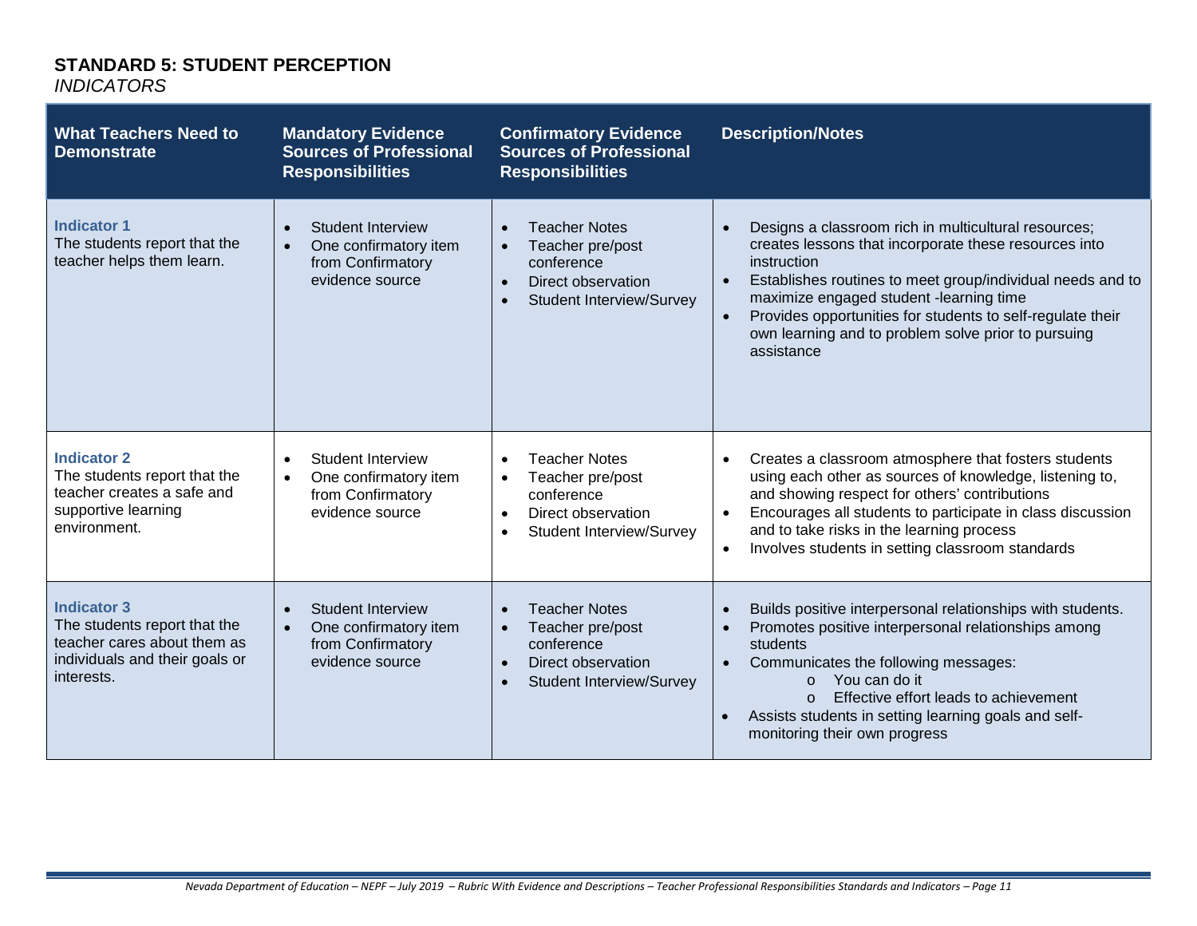## STANDARD 5: STUDENT PERCEPTION

*INDICATORS*

| What Teachers Need to Demonstrate | Mandatory Evidence Sources of Professional Responsibilities | Confirmatory Evidence Sources of Professional Responsibilities | Description/Notes |
|---|---|---|---|
| **Indicator 1**<br>The students report that the teacher helps them learn. | • Student Interview<br>• One confirmatory item from Confirmatory evidence source | • Teacher Notes<br>• Teacher pre/post conference<br>• Direct observation<br>• Student Interview/Survey | • Designs a classroom rich in multicultural resources; creates lessons that incorporate these resources into instruction<br>• Establishes routines to meet group/individual needs and to maximize engaged student -learning time<br>• Provides opportunities for students to self-regulate their own learning and to problem solve prior to pursuing assistance |
| **Indicator 2**<br>The students report that the teacher creates a safe and supportive learning environment. | • Student Interview<br>• One confirmatory item from Confirmatory evidence source | • Teacher Notes<br>• Teacher pre/post conference<br>• Direct observation<br>• Student Interview/Survey | • Creates a classroom atmosphere that fosters students using each other as sources of knowledge, listening to, and showing respect for others' contributions<br>• Encourages all students to participate in class discussion and to take risks in the learning process<br>• Involves students in setting classroom standards |
| **Indicator 3**<br>The students report that the teacher cares about them as individuals and their goals or interests. | • Student Interview<br>• One confirmatory item from Confirmatory evidence source | • Teacher Notes<br>• Teacher pre/post conference<br>• Direct observation<br>• Student Interview/Survey | • Builds positive interpersonal relationships with students.<br>• Promotes positive interpersonal relationships among students<br>• Communicates the following messages:<br>&nbsp;&nbsp;&nbsp;&nbsp;o You can do it<br>&nbsp;&nbsp;&nbsp;&nbsp;o Effective effort leads to achievement<br>• Assists students in setting learning goals and self-monitoring their own progress |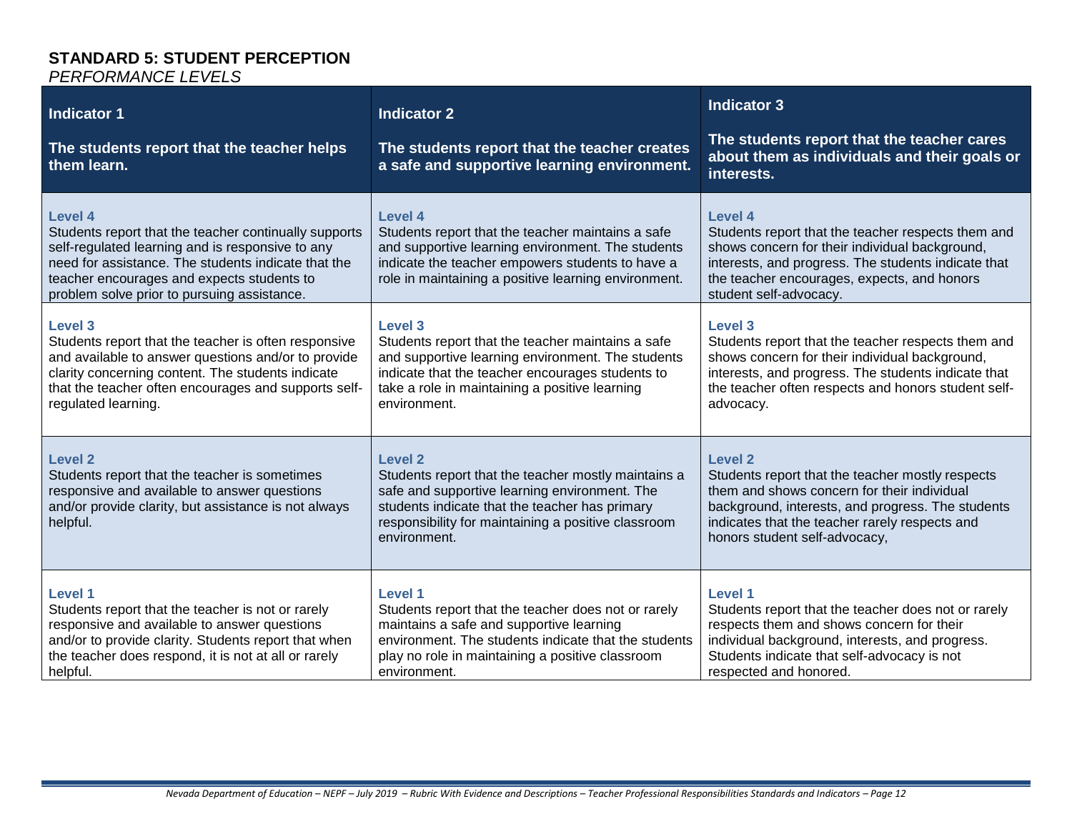## STANDARD 5: STUDENT PERCEPTION

*PERFORMANCE LEVELS*

| **Indicator 1**<br><br>**The students report that the teacher helps them learn.** | **Indicator 2**<br><br>**The students report that the teacher creates a safe and supportive learning environment.** | **Indicator 3**<br><br>**The students report that the teacher cares about them as individuals and their goals or interests.** |
|---|---|---|
| **Level 4**<br>Students report that the teacher continually supports self-regulated learning and is responsive to any need for assistance. The students indicate that the teacher encourages and expects students to problem solve prior to pursuing assistance. | **Level 4**<br>Students report that the teacher maintains a safe and supportive learning environment. The students indicate the teacher empowers students to have a role in maintaining a positive learning environment. | **Level 4**<br>Students report that the teacher respects them and shows concern for their individual background, interests, and progress. The students indicate that the teacher encourages, expects, and honors student self-advocacy. |
| **Level 3**<br>Students report that the teacher is often responsive and available to answer questions and/or to provide clarity concerning content. The students indicate that the teacher often encourages and supports self-regulated learning. | **Level 3**<br>Students report that the teacher maintains a safe and supportive learning environment. The students indicate that the teacher encourages students to take a role in maintaining a positive learning environment. | **Level 3**<br>Students report that the teacher respects them and shows concern for their individual background, interests, and progress. The students indicate that the teacher often respects and honors student self-advocacy. |
| **Level 2**<br>Students report that the teacher is sometimes responsive and available to answer questions and/or provide clarity, but assistance is not always helpful. | **Level 2**<br>Students report that the teacher mostly maintains a safe and supportive learning environment. The students indicate that the teacher has primary responsibility for maintaining a positive classroom environment. | **Level 2**<br>Students report that the teacher mostly respects them and shows concern for their individual background, interests, and progress. The students indicates that the teacher rarely respects and honors student self-advocacy, |
| **Level 1**<br>Students report that the teacher is not or rarely responsive and available to answer questions and/or to provide clarity. Students report that when the teacher does respond, it is not at all or rarely helpful. | **Level 1**<br>Students report that the teacher does not or rarely maintains a safe and supportive learning environment. The students indicate that the students play no role in maintaining a positive classroom environment. | **Level 1**<br>Students report that the teacher does not or rarely respects them and shows concern for their individual background, interests, and progress. Students indicate that self-advocacy is not respected and honored. |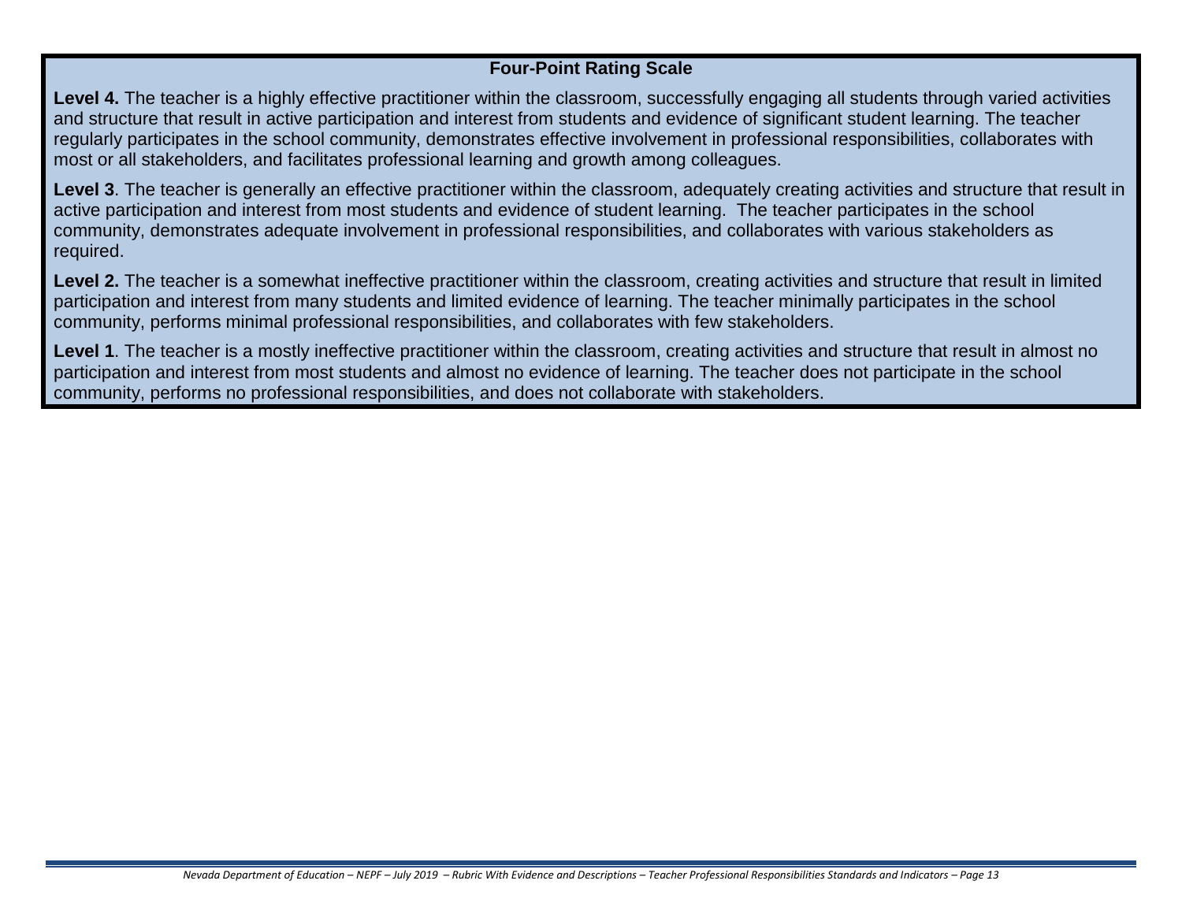## Four-Point Rating Scale

**Level 4.** The teacher is a highly effective practitioner within the classroom, successfully engaging all students through varied activities and structure that result in active participation and interest from students and evidence of significant student learning. The teacher regularly participates in the school community, demonstrates effective involvement in professional responsibilities, collaborates with most or all stakeholders, and facilitates professional learning and growth among colleagues.

**Level 3**. The teacher is generally an effective practitioner within the classroom, adequately creating activities and structure that result in active participation and interest from most students and evidence of student learning. The teacher participates in the school community, demonstrates adequate involvement in professional responsibilities, and collaborates with various stakeholders as required.

**Level 2.** The teacher is a somewhat ineffective practitioner within the classroom, creating activities and structure that result in limited participation and interest from many students and limited evidence of learning. The teacher minimally participates in the school community, performs minimal professional responsibilities, and collaborates with few stakeholders.

**Level 1**. The teacher is a mostly ineffective practitioner within the classroom, creating activities and structure that result in almost no participation and interest from most students and almost no evidence of learning. The teacher does not participate in the school community, performs no professional responsibilities, and does not collaborate with stakeholders.